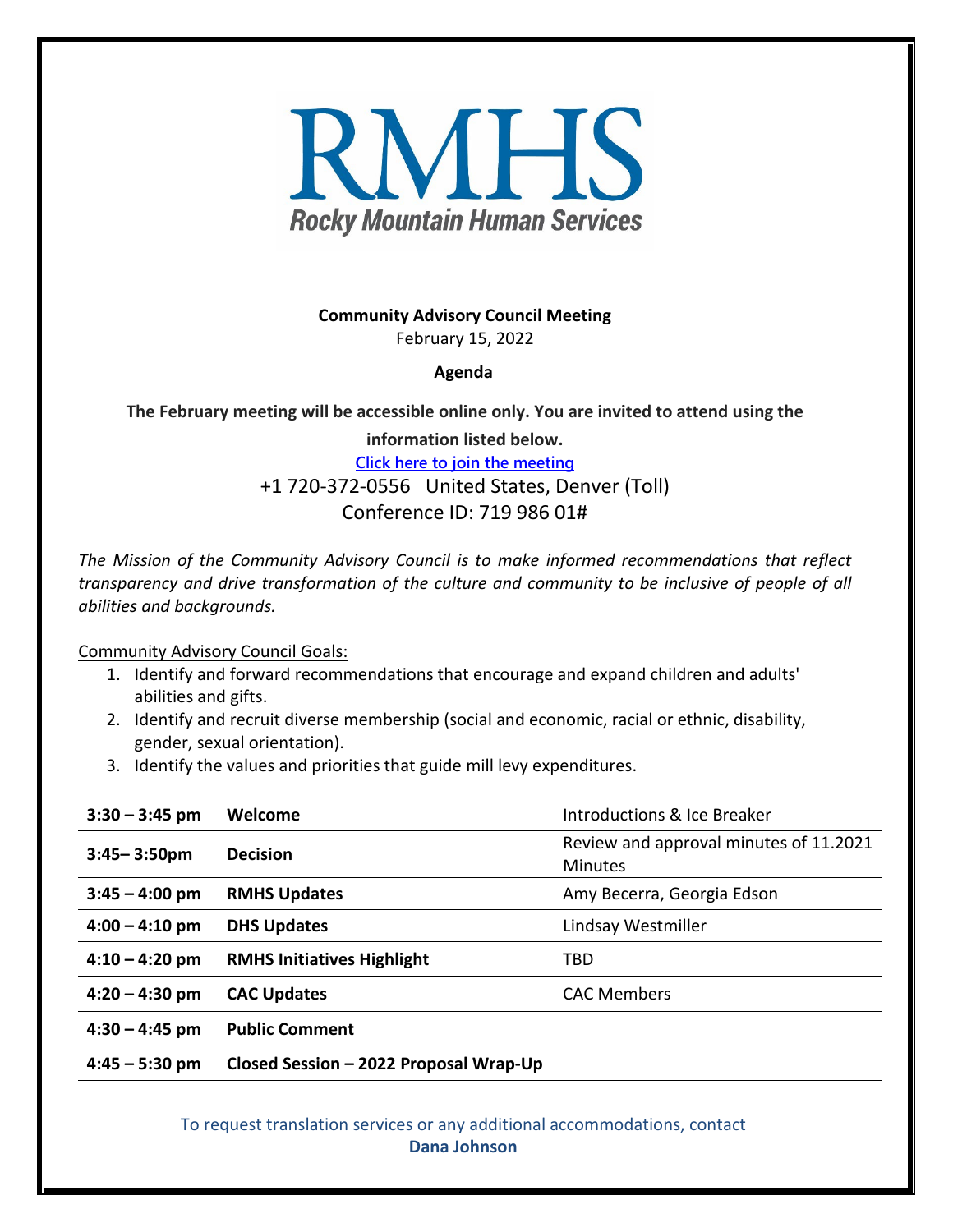# RMHS

**Rocky Mountain Human Services**

**Community Advisory Council Meeting**

February 15, 2022

**Agenda**

**The February meeting will be accessible online only. You are invited to attend using the information listed below.**

[Click here to join the meeting]

+1 720-372-0556 United States, Denver (Toll)

Conference ID: 719 986 01#

*The Mission of the Community Advisory Council is to make informed recommendations that reflect transparency and drive transformation of the culture and community to be inclusive of people of all abilities and backgrounds.*

Community Advisory Council Goals:

1. Identify and forward recommendations that encourage and expand children and adults' abilities and gifts.
2. Identify and recruit diverse membership (social and economic, racial or ethnic, disability, gender, sexual orientation).
3. Identify the values and priorities that guide mill levy expenditures.

| | | |
|---|---|---|
| **3:30 – 3:45 pm** | **Welcome** | Introductions & Ice Breaker |
| **3:45– 3:50pm** | **Decision** | Review and approval minutes of 11.2021 Minutes |
| **3:45 – 4:00 pm** | **RMHS Updates** | Amy Becerra, Georgia Edson |
| **4:00 – 4:10 pm** | **DHS Updates** | Lindsay Westmiller |
| **4:10 – 4:20 pm** | **RMHS Initiatives Highlight** | TBD |
| **4:20 – 4:30 pm** | **CAC Updates** | CAC Members |
| **4:30 – 4:45 pm** | **Public Comment** | |
| **4:45 – 5:30 pm** | **Closed Session – 2022 Proposal Wrap-Up** | |

To request translation services or any additional accommodations, contact **Dana Johnson**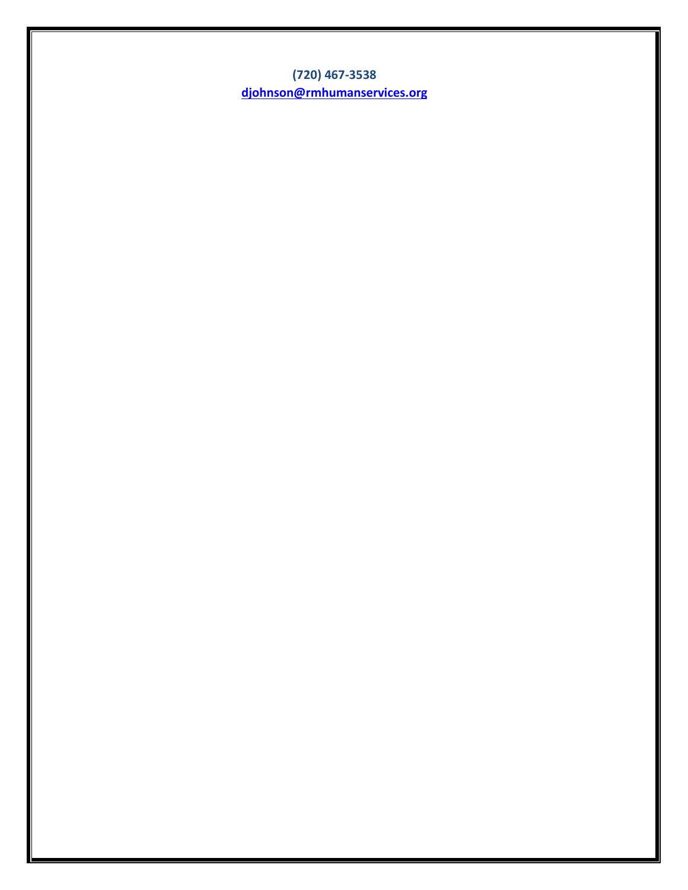**(720) 467-3538**

**[djohnson@rmhumanservices.org](mailto:djohnson@rmhumanservices.org)**